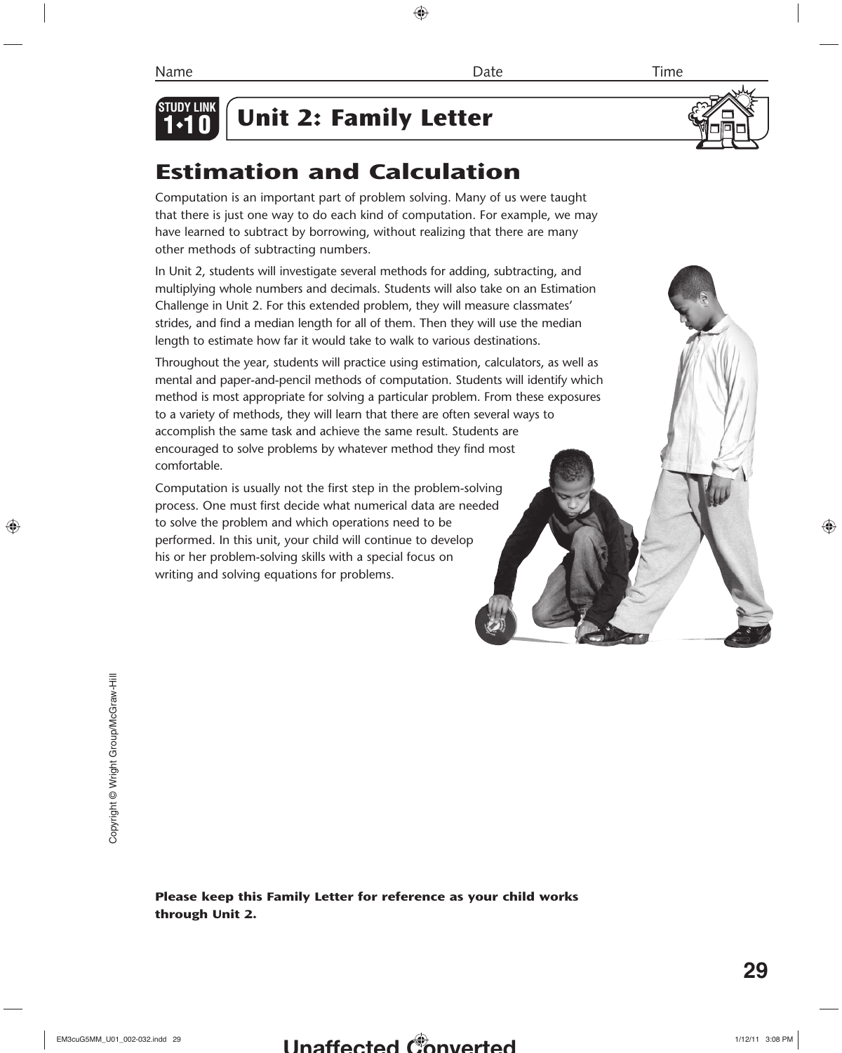Name Date Time

STUDY LINK 1•10

# Unit 2: Family Letter

## Estimation and Calculation

Computation is an important part of problem solving. Many of us were taught that there is just one way to do each kind of computation. For example, we may have learned to subtract by borrowing, without realizing that there are many other methods of subtracting numbers.

In Unit 2, students will investigate several methods for adding, subtracting, and multiplying whole numbers and decimals. Students will also take on an Estimation Challenge in Unit 2. For this extended problem, they will measure classmates' strides, and find a median length for all of them. Then they will use the median length to estimate how far it would take to walk to various destinations.

Throughout the year, students will practice using estimation, calculators, as well as mental and paper-and-pencil methods of computation. Students will identify which method is most appropriate for solving a particular problem. From these exposures to a variety of methods, they will learn that there are often several ways to accomplish the same task and achieve the same result. Students are encouraged to solve problems by whatever method they find most comfortable.

Computation is usually not the first step in the problem-solving process. One must first decide what numerical data are needed to solve the problem and which operations need to be performed. In this unit, your child will continue to develop his or her problem-solving skills with a special focus on writing and solving equations for problems.

**Please keep this Family Letter for reference as your child works through Unit 2.**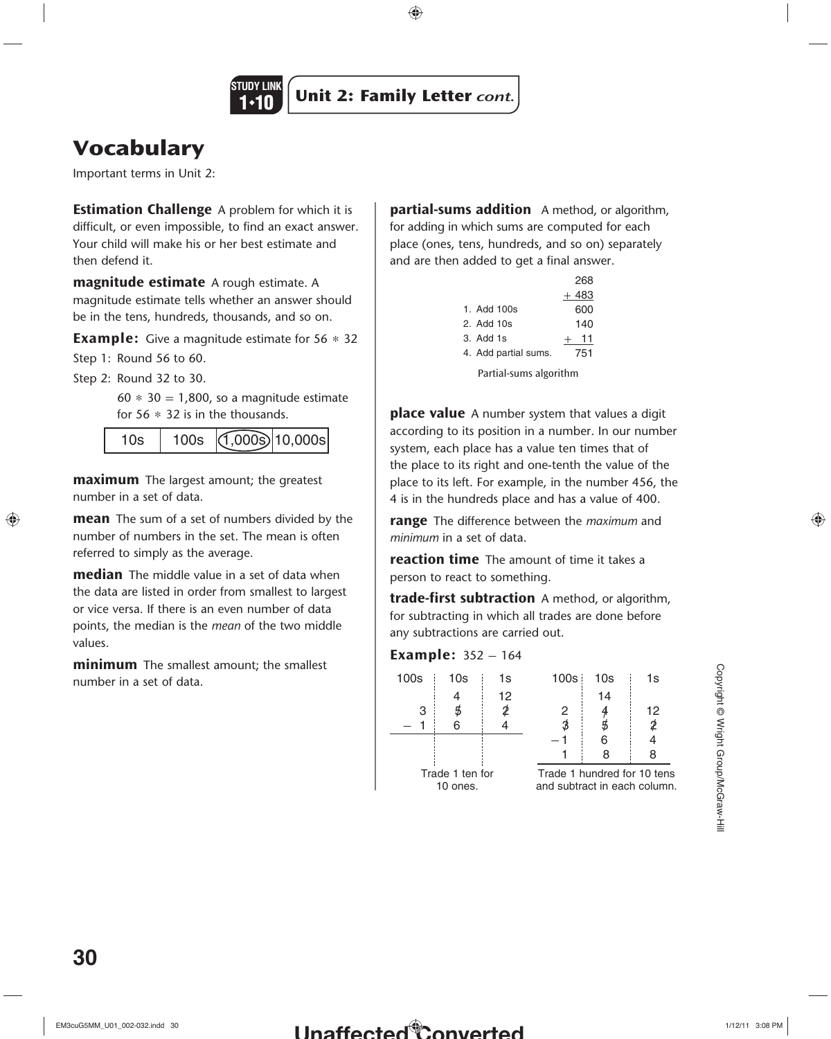STUDY LINK 1•10 **Unit 2: Family Letter** *cont.*

# Vocabulary

Important terms in Unit 2:

**Estimation Challenge** A problem for which it is difficult, or even impossible, to find an exact answer. Your child will make his or her best estimate and then defend it.

**magnitude estimate** A rough estimate. A magnitude estimate tells whether an answer should be in the tens, hundreds, thousands, and so on.

**Example:** Give a magnitude estimate for 56 ∗ 32

Step 1: Round 56 to 60.

Step 2: Round 32 to 30.

60 ∗ 30 = 1,800, so a magnitude estimate for 56 ∗ 32 is in the thousands.

| 10s | 100s | (1,000s) | 10,000s |
|---|---|---|---|

**maximum** The largest amount; the greatest number in a set of data.

**mean** The sum of a set of numbers divided by the number of numbers in the set. The mean is often referred to simply as the average.

**median** The middle value in a set of data when the data are listed in order from smallest to largest or vice versa. If there is an even number of data points, the median is the *mean* of the two middle values.

**minimum** The smallest amount; the smallest number in a set of data.

**partial-sums addition** A method, or algorithm, for adding in which sums are computed for each place (ones, tens, hundreds, and so on) separately and are then added to get a final answer.

| | |
|---|---|
| | 268 |
| | + 483 |
| 1. Add 100s | 600 |
| 2. Add 10s | 140 |
| 3. Add 1s | + 11 |
| 4. Add partial sums. | 751 |

Partial-sums algorithm

**place value** A number system that values a digit according to its position in a number. In our number system, each place has a value ten times that of the place to its right and one-tenth the value of the place to its left. For example, in the number 456, the 4 is in the hundreds place and has a value of 400.

**range** The difference between the *maximum* and *minimum* in a set of data.

**reaction time** The amount of time it takes a person to react to something.

**trade-first subtraction** A method, or algorithm, for subtracting in which all trades are done before any subtractions are carried out.

**Example:** 352 − 164

| 100s | 10s | 1s |
|---|---|---|
| | 4 | 12 |
| 3 | ~~5~~ | ~~2~~ |
| − 1 | 6 | 4 |

Trade 1 ten for 10 ones.

| 100s | 10s | 1s |
|---|---|---|
| | 14 | |
| 2 | ~~4~~ | 12 |
| ~~3~~ | ~~5~~ | ~~2~~ |
| − 1 | 6 | 4 |
| 1 | 8 | 8 |

Trade 1 hundred for 10 tens and subtract in each column.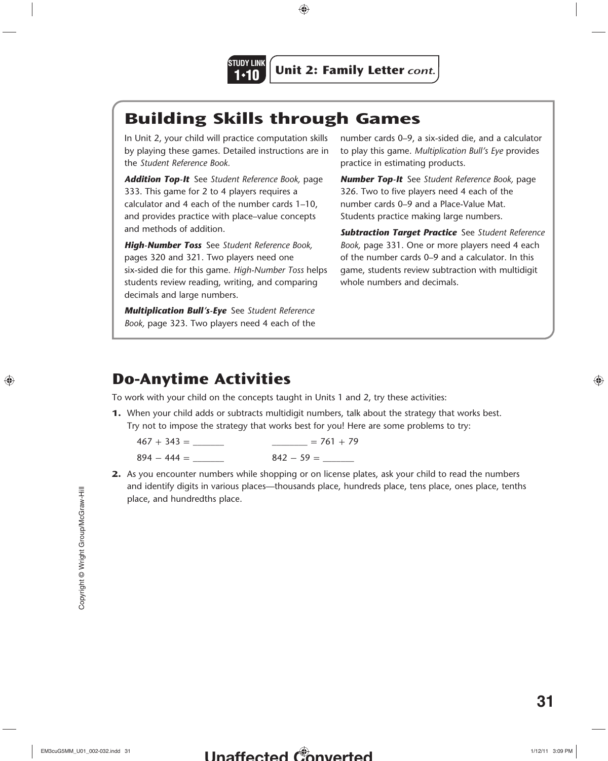**STUDY LINK 1•10** **Unit 2: Family Letter** *cont.*

## Building Skills through Games

In Unit 2, your child will practice computation skills by playing these games. Detailed instructions are in the *Student Reference Book.*

***Addition Top-It*** See *Student Reference Book,* page 333. This game for 2 to 4 players requires a calculator and 4 each of the number cards 1–10, and provides practice with place–value concepts and methods of addition.

***High-Number Toss*** See *Student Reference Book,* pages 320 and 321. Two players need one six-sided die for this game. *High-Number Toss* helps students review reading, writing, and comparing decimals and large numbers.

***Multiplication Bull's-Eye*** See *Student Reference Book,* page 323. Two players need 4 each of the number cards 0–9, a six-sided die, and a calculator to play this game. *Multiplication Bull's Eye* provides practice in estimating products.

***Number Top-It*** See *Student Reference Book,* page 326. Two to five players need 4 each of the number cards 0–9 and a Place-Value Mat. Students practice making large numbers.

***Subtraction Target Practice*** See *Student Reference Book,* page 331. One or more players need 4 each of the number cards 0–9 and a calculator. In this game, students review subtraction with multidigit whole numbers and decimals.

## Do-Anytime Activities

To work with your child on the concepts taught in Units 1 and 2, try these activities:

1. When your child adds or subtracts multidigit numbers, talk about the strategy that works best. Try not to impose the strategy that works best for you! Here are some problems to try:

   467 + 343 = _______ &nbsp;&nbsp;&nbsp;&nbsp; _______ = 761 + 79

   894 − 444 = _______ &nbsp;&nbsp;&nbsp;&nbsp; 842 − 59 = _______

2. As you encounter numbers while shopping or on license plates, ask your child to read the numbers and identify digits in various places—thousands place, hundreds place, tens place, ones place, tenths place, and hundredths place.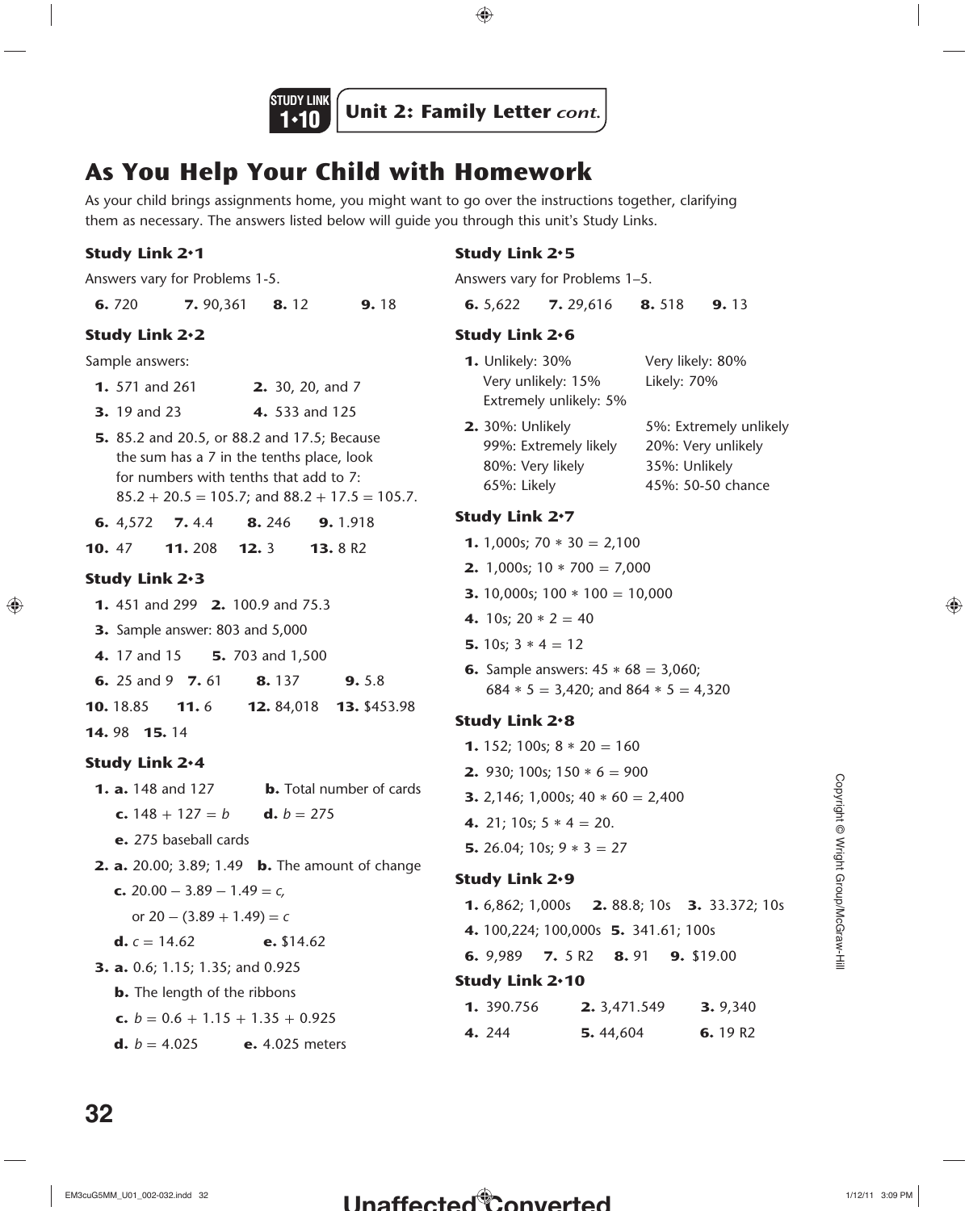STUDY LINK 1•10 **Unit 2: Family Letter** *cont.*

# As You Help Your Child with Homework

As your child brings assignments home, you might want to go over the instructions together, clarifying them as necessary. The answers listed below will guide you through this unit's Study Links.

### Study Link 2•1

Answers vary for Problems 1-5.

**6.** 720 **7.** 90,361 **8.** 12 **9.** 18

### Study Link 2•2

Sample answers:

**1.** 571 and 261 **2.** 30, 20, and 7

**3.** 19 and 23 **4.** 533 and 125

**5.** 85.2 and 20.5, or 88.2 and 17.5; Because the sum has a 7 in the tenths place, look for numbers with tenths that add to 7: $85.2 + 20.5 = 105.7$; and $88.2 + 17.5 = 105.7$.

**6.** 4,572 **7.** 4.4 **8.** 246 **9.** 1.918

**10.** 47 **11.** 208 **12.** 3 **13.** 8 R2

### Study Link 2•3

**1.** 451 and 299 **2.** 100.9 and 75.3

**3.** Sample answer: 803 and 5,000

**4.** 17 and 15 **5.** 703 and 1,500

**6.** 25 and 9 **7.** 61 **8.** 137 **9.** 5.8

**10.** 18.85 **11.** 6 **12.** 84,018 **13.** $453.98

**14.** 98 **15.** 14

### Study Link 2•4

**1. a.** 148 and 127 **b.** Total number of cards

**c.** $148 + 127 = b$ **d.** $b = 275$

**e.** 275 baseball cards

**2. a.** 20.00; 3.89; 1.49 **b.** The amount of change

**c.** $20.00 - 3.89 - 1.49 = c$,

or $20 - (3.89 + 1.49) = c$

**d.** $c = 14.62$ **e.** $14.62

**3. a.** 0.6; 1.15; 1.35; and 0.925

**b.** The length of the ribbons

**c.** $b = 0.6 + 1.15 + 1.35 + 0.925$

**d.** $b = 4.025$ **e.** 4.025 meters

### Study Link 2•5

Answers vary for Problems 1–5.

**6.** 5,622 **7.** 29,616 **8.** 518 **9.** 13

### Study Link 2•6

**1.** Unlikely: 30%  
Very unlikely: 15%  
Extremely unlikely: 5%  
Very likely: 80%  
Likely: 70%

**2.** 30%: Unlikely  
99%: Extremely likely  
80%: Very likely  
65%: Likely  
5%: Extremely unlikely  
20%: Very unlikely  
35%: Unlikely  
45%: 50-50 chance

### Study Link 2•7

**1.** 1,000s; $70 * 30 = 2,100$

**2.** 1,000s; $10 * 700 = 7,000$

**3.** 10,000s; $100 * 100 = 10,000$

**4.** 10s; $20 * 2 = 40$

**5.** 10s; $3 * 4 = 12$

**6.** Sample answers: $45 * 68 = 3,060$; $684 * 5 = 3,420$; and $864 * 5 = 4,320$

### Study Link 2•8

**1.** 152; 100s; $8 * 20 = 160$

**2.** 930; 100s; $150 * 6 = 900$

**3.** 2,146; 1,000s; $40 * 60 = 2,400$

**4.** 21; 10s; $5 * 4 = 20$.

**5.** 26.04; 10s; $9 * 3 = 27$

### Study Link 2•9

**1.** 6,862; 1,000s **2.** 88.8; 10s **3.** 33.372; 10s

**4.** 100,224; 100,000s **5.** 341.61; 100s

**6.** 9,989 **7.** 5 R2 **8.** 91 **9.** $19.00

### Study Link 2•10

**1.** 390.756 **2.** 3,471.549 **3.** 9,340

**4.** 244 **5.** 44,604 **6.** 19 R2

Copyright © Wright Group/McGraw-Hill